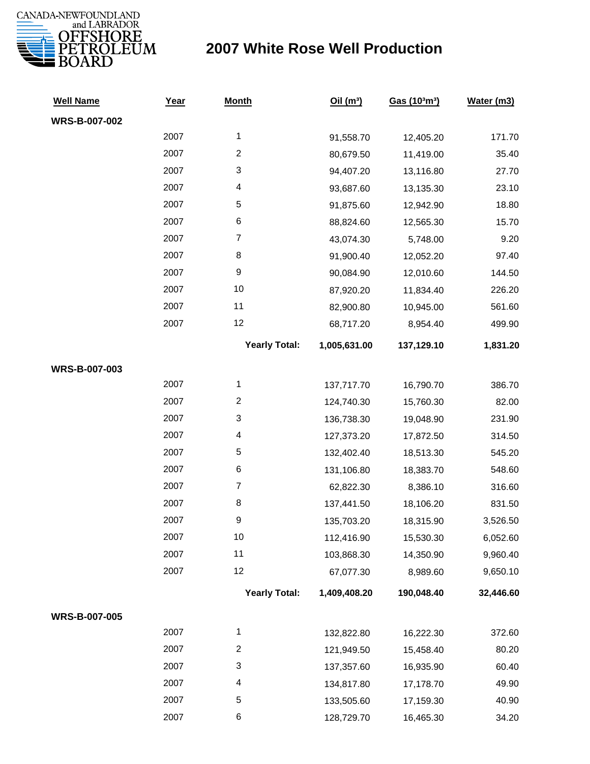CANADA-NEWFOUNDLAND and LABRADOR OFFSHORE PETROLEUM BOARD

# 2007 White Rose Well Production

| Well Name | Year | Month | Oil (m³) | Gas (10³m³) | Water (m3) |
|---|---|---|---|---|---|
| **WRS-B-007-002** | | | | | |
| | 2007 | 1 | 91,558.70 | 12,405.20 | 171.70 |
| | 2007 | 2 | 80,679.50 | 11,419.00 | 35.40 |
| | 2007 | 3 | 94,407.20 | 13,116.80 | 27.70 |
| | 2007 | 4 | 93,687.60 | 13,135.30 | 23.10 |
| | 2007 | 5 | 91,875.60 | 12,942.90 | 18.80 |
| | 2007 | 6 | 88,824.60 | 12,565.30 | 15.70 |
| | 2007 | 7 | 43,074.30 | 5,748.00 | 9.20 |
| | 2007 | 8 | 91,900.40 | 12,052.20 | 97.40 |
| | 2007 | 9 | 90,084.90 | 12,010.60 | 144.50 |
| | 2007 | 10 | 87,920.20 | 11,834.40 | 226.20 |
| | 2007 | 11 | 82,900.80 | 10,945.00 | 561.60 |
| | 2007 | 12 | 68,717.20 | 8,954.40 | 499.90 |
| | | **Yearly Total:** | **1,005,631.00** | **137,129.10** | **1,831.20** |
| **WRS-B-007-003** | | | | | |
| | 2007 | 1 | 137,717.70 | 16,790.70 | 386.70 |
| | 2007 | 2 | 124,740.30 | 15,760.30 | 82.00 |
| | 2007 | 3 | 136,738.30 | 19,048.90 | 231.90 |
| | 2007 | 4 | 127,373.20 | 17,872.50 | 314.50 |
| | 2007 | 5 | 132,402.40 | 18,513.30 | 545.20 |
| | 2007 | 6 | 131,106.80 | 18,383.70 | 548.60 |
| | 2007 | 7 | 62,822.30 | 8,386.10 | 316.60 |
| | 2007 | 8 | 137,441.50 | 18,106.20 | 831.50 |
| | 2007 | 9 | 135,703.20 | 18,315.90 | 3,526.50 |
| | 2007 | 10 | 112,416.90 | 15,530.30 | 6,052.60 |
| | 2007 | 11 | 103,868.30 | 14,350.90 | 9,960.40 |
| | 2007 | 12 | 67,077.30 | 8,989.60 | 9,650.10 |
| | | **Yearly Total:** | **1,409,408.20** | **190,048.40** | **32,446.60** |
| **WRS-B-007-005** | | | | | |
| | 2007 | 1 | 132,822.80 | 16,222.30 | 372.60 |
| | 2007 | 2 | 121,949.50 | 15,458.40 | 80.20 |
| | 2007 | 3 | 137,357.60 | 16,935.90 | 60.40 |
| | 2007 | 4 | 134,817.80 | 17,178.70 | 49.90 |
| | 2007 | 5 | 133,505.60 | 17,159.30 | 40.90 |
| | 2007 | 6 | 128,729.70 | 16,465.30 | 34.20 |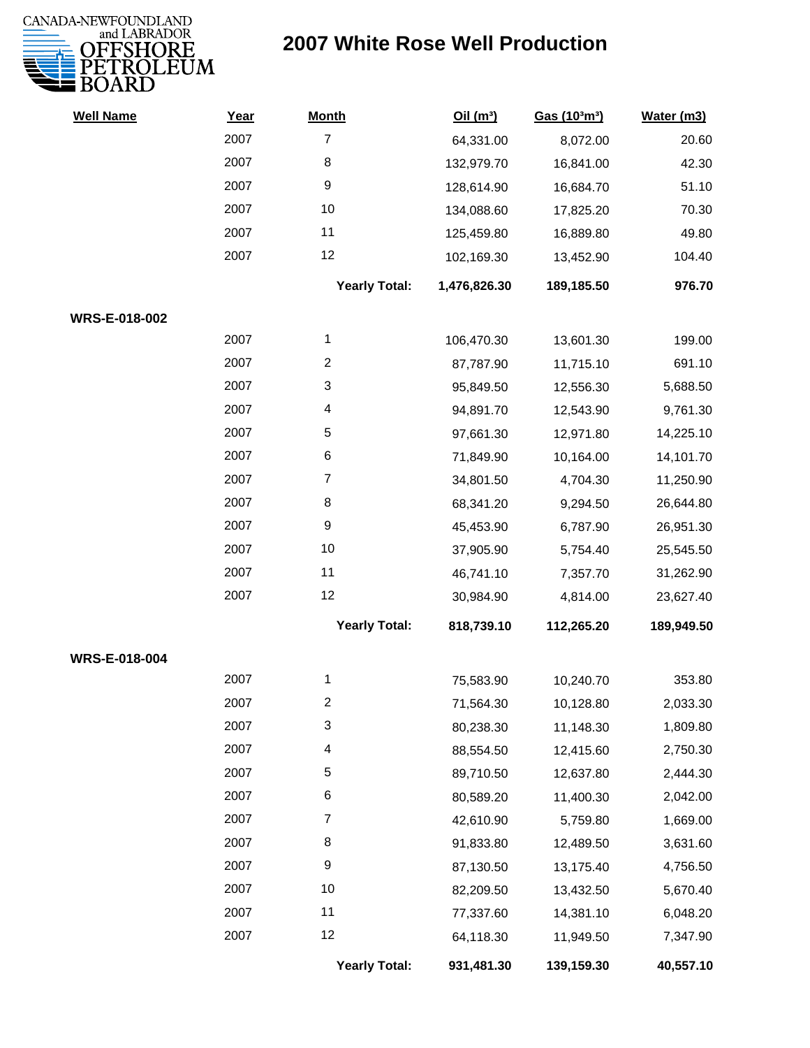# 2007 White Rose Well Production

| Well Name | Year | Month | Oil ($m^3$) | Gas ($10^3m^3$) | Water (m3) |
|---|---|---|---|---|---|
| | 2007 | 7 | 64,331.00 | 8,072.00 | 20.60 |
| | 2007 | 8 | 132,979.70 | 16,841.00 | 42.30 |
| | 2007 | 9 | 128,614.90 | 16,684.70 | 51.10 |
| | 2007 | 10 | 134,088.60 | 17,825.20 | 70.30 |
| | 2007 | 11 | 125,459.80 | 16,889.80 | 49.80 |
| | 2007 | 12 | 102,169.30 | 13,452.90 | 104.40 |
| | | **Yearly Total:** | **1,476,826.30** | **189,185.50** | **976.70** |
| **WRS-E-018-002** | | | | | |
| | 2007 | 1 | 106,470.30 | 13,601.30 | 199.00 |
| | 2007 | 2 | 87,787.90 | 11,715.10 | 691.10 |
| | 2007 | 3 | 95,849.50 | 12,556.30 | 5,688.50 |
| | 2007 | 4 | 94,891.70 | 12,543.90 | 9,761.30 |
| | 2007 | 5 | 97,661.30 | 12,971.80 | 14,225.10 |
| | 2007 | 6 | 71,849.90 | 10,164.00 | 14,101.70 |
| | 2007 | 7 | 34,801.50 | 4,704.30 | 11,250.90 |
| | 2007 | 8 | 68,341.20 | 9,294.50 | 26,644.80 |
| | 2007 | 9 | 45,453.90 | 6,787.90 | 26,951.30 |
| | 2007 | 10 | 37,905.90 | 5,754.40 | 25,545.50 |
| | 2007 | 11 | 46,741.10 | 7,357.70 | 31,262.90 |
| | 2007 | 12 | 30,984.90 | 4,814.00 | 23,627.40 |
| | | **Yearly Total:** | **818,739.10** | **112,265.20** | **189,949.50** |
| **WRS-E-018-004** | | | | | |
| | 2007 | 1 | 75,583.90 | 10,240.70 | 353.80 |
| | 2007 | 2 | 71,564.30 | 10,128.80 | 2,033.30 |
| | 2007 | 3 | 80,238.30 | 11,148.30 | 1,809.80 |
| | 2007 | 4 | 88,554.50 | 12,415.60 | 2,750.30 |
| | 2007 | 5 | 89,710.50 | 12,637.80 | 2,444.30 |
| | 2007 | 6 | 80,589.20 | 11,400.30 | 2,042.00 |
| | 2007 | 7 | 42,610.90 | 5,759.80 | 1,669.00 |
| | 2007 | 8 | 91,833.80 | 12,489.50 | 3,631.60 |
| | 2007 | 9 | 87,130.50 | 13,175.40 | 4,756.50 |
| | 2007 | 10 | 82,209.50 | 13,432.50 | 5,670.40 |
| | 2007 | 11 | 77,337.60 | 14,381.10 | 6,048.20 |
| | 2007 | 12 | 64,118.30 | 11,949.50 | 7,347.90 |
| | | **Yearly Total:** | **931,481.30** | **139,159.30** | **40,557.10** |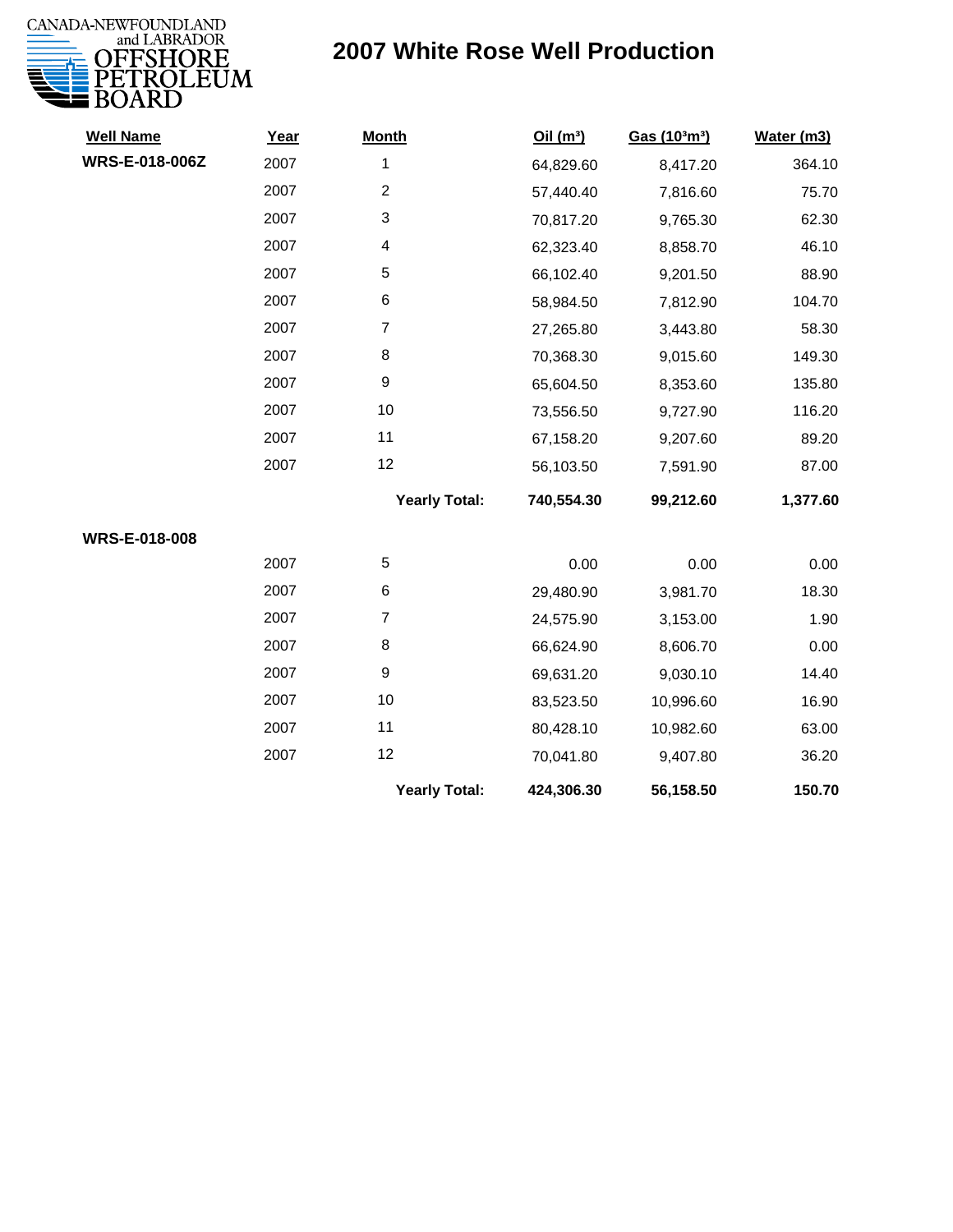CANADA-NEWFOUNDLAND and LABRADOR OFFSHORE PETROLEUM BOARD

# 2007 White Rose Well Production

| Well Name | Year | Month | Oil ($m^3$) | Gas ($10^3m^3$) | Water (m3) |
|---|---|---|---|---|---|
| WRS-E-018-006Z | 2007 | 1 | 64,829.60 | 8,417.20 | 364.10 |
| | 2007 | 2 | 57,440.40 | 7,816.60 | 75.70 |
| | 2007 | 3 | 70,817.20 | 9,765.30 | 62.30 |
| | 2007 | 4 | 62,323.40 | 8,858.70 | 46.10 |
| | 2007 | 5 | 66,102.40 | 9,201.50 | 88.90 |
| | 2007 | 6 | 58,984.50 | 7,812.90 | 104.70 |
| | 2007 | 7 | 27,265.80 | 3,443.80 | 58.30 |
| | 2007 | 8 | 70,368.30 | 9,015.60 | 149.30 |
| | 2007 | 9 | 65,604.50 | 8,353.60 | 135.80 |
| | 2007 | 10 | 73,556.50 | 9,727.90 | 116.20 |
| | 2007 | 11 | 67,158.20 | 9,207.60 | 89.20 |
| | 2007 | 12 | 56,103.50 | 7,591.90 | 87.00 |
| | | **Yearly Total:** | **740,554.30** | **99,212.60** | **1,377.60** |
| WRS-E-018-008 | | | | | |
| | 2007 | 5 | 0.00 | 0.00 | 0.00 |
| | 2007 | 6 | 29,480.90 | 3,981.70 | 18.30 |
| | 2007 | 7 | 24,575.90 | 3,153.00 | 1.90 |
| | 2007 | 8 | 66,624.90 | 8,606.70 | 0.00 |
| | 2007 | 9 | 69,631.20 | 9,030.10 | 14.40 |
| | 2007 | 10 | 83,523.50 | 10,996.60 | 16.90 |
| | 2007 | 11 | 80,428.10 | 10,982.60 | 63.00 |
| | 2007 | 12 | 70,041.80 | 9,407.80 | 36.20 |
| | | **Yearly Total:** | **424,306.30** | **56,158.50** | **150.70** |